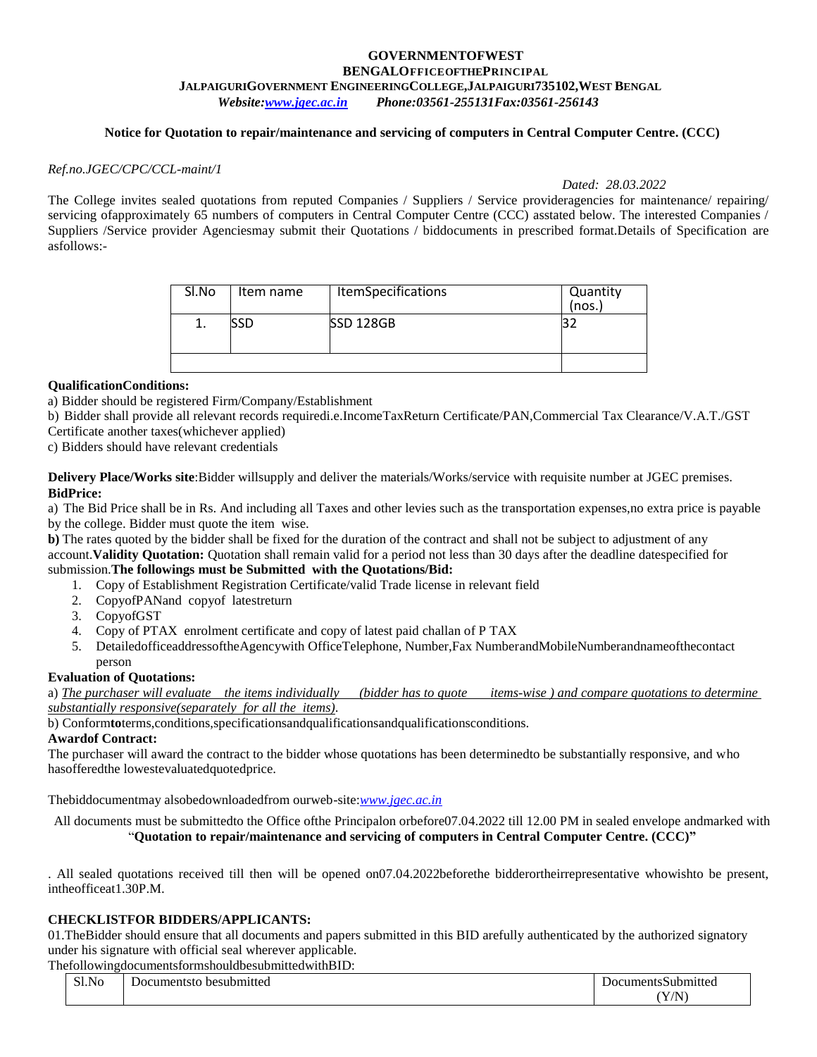**GOVERNMENTOFWEST BENGALOFFICEOFTHEPRINCIPAL**
**JALPAIGURIGOVERNMENT ENGINEERINGCOLLEGE,JALPAIGURI735102,WEST BENGAL**
*Website:www.jgec.ac.in Phone:03561-255131Fax:03561-256143*

**Notice for Quotation to repair/maintenance and servicing of computers in Central Computer Centre. (CCC)**

*Ref.no.JGEC/CPC/CCL-maint/1*

*Dated: 28.03.2022*

The College invites sealed quotations from reputed Companies / Suppliers / Service provideragencies for maintenance/ repairing/ servicing ofapproximately 65 numbers of computers in Central Computer Centre (CCC) asstated below. The interested Companies / Suppliers /Service provider Agenciesmay submit their Quotations / biddocuments in prescribed format.Details of Specification are asfollows:-

| Sl.No | Item name | ItemSpecifications | Quantity (nos.) |
|---|---|---|---|
| 1. | SSD | SSD 128GB | 32 |
| | | | |

**QualificationConditions:**

a) Bidder should be registered Firm/Company/Establishment

b) Bidder shall provide all relevant records requiredi.e.IncomeTaxReturn Certificate/PAN,Commercial Tax Clearance/V.A.T./GST Certificate another taxes(whichever applied)

c) Bidders should have relevant credentials

**Delivery Place/Works site**:Bidder willsupply and deliver the materials/Works/service with requisite number at JGEC premises.

**BidPrice:**

a) The Bid Price shall be in Rs. And including all Taxes and other levies such as the transportation expenses,no extra price is payable by the college. Bidder must quote the item wise.

**b)** The rates quoted by the bidder shall be fixed for the duration of the contract and shall not be subject to adjustment of any account.**Validity Quotation:** Quotation shall remain valid for a period not less than 30 days after the deadline datespecified for submission.**The followings must be Submitted with the Quotations/Bid:**

1. Copy of Establishment Registration Certificate/valid Trade license in relevant field
2. CopyofPANand copyof latestreturn
3. CopyofGST
4. Copy of PTAX enrolment certificate and copy of latest paid challan of P TAX
5. DetailedofficeaddressoftheAgencywith OfficeTelephone, Number,Fax NumberandMobileNumberandnameofthecontact person

**Evaluation of Quotations:**

a) *The purchaser will evaluate the items individually (bidder has to quote items-wise ) and compare quotations to determine substantially responsive(separately for all the items)*.

b) Conform**to**terms,conditions,specificationsandqualificationsandqualificationsconditions.

**Awardof Contract:**

The purchaser will award the contract to the bidder whose quotations has been determinedto be substantially responsive, and who hasofferedthe lowestevaluatedquotedprice.

Thebiddocumentmay alsobedownloadedfrom ourweb-site:*www.jgec.ac.in*

All documents must be submittedto the Office ofthe Principalon orbefore07.04.2022 till 12.00 PM in sealed envelope andmarked with "**Quotation to repair/maintenance and servicing of computers in Central Computer Centre. (CCC)"**

. All sealed quotations received till then will be opened on07.04.2022beforethe bidderortheirrepresentative whowishto be present, intheofficeat1.30P.M.

**CHECKLISTFOR BIDDERS/APPLICANTS:**

01.TheBidder should ensure that all documents and papers submitted in this BID arefully authenticated by the authorized signatory under his signature with official seal wherever applicable.

ThefollowingdocumentsformsshouldbesubmittedwithBID:

| Sl.No | Documentsto besubmitted | DocumentsSubmitted (Y/N) |
|---|---|---|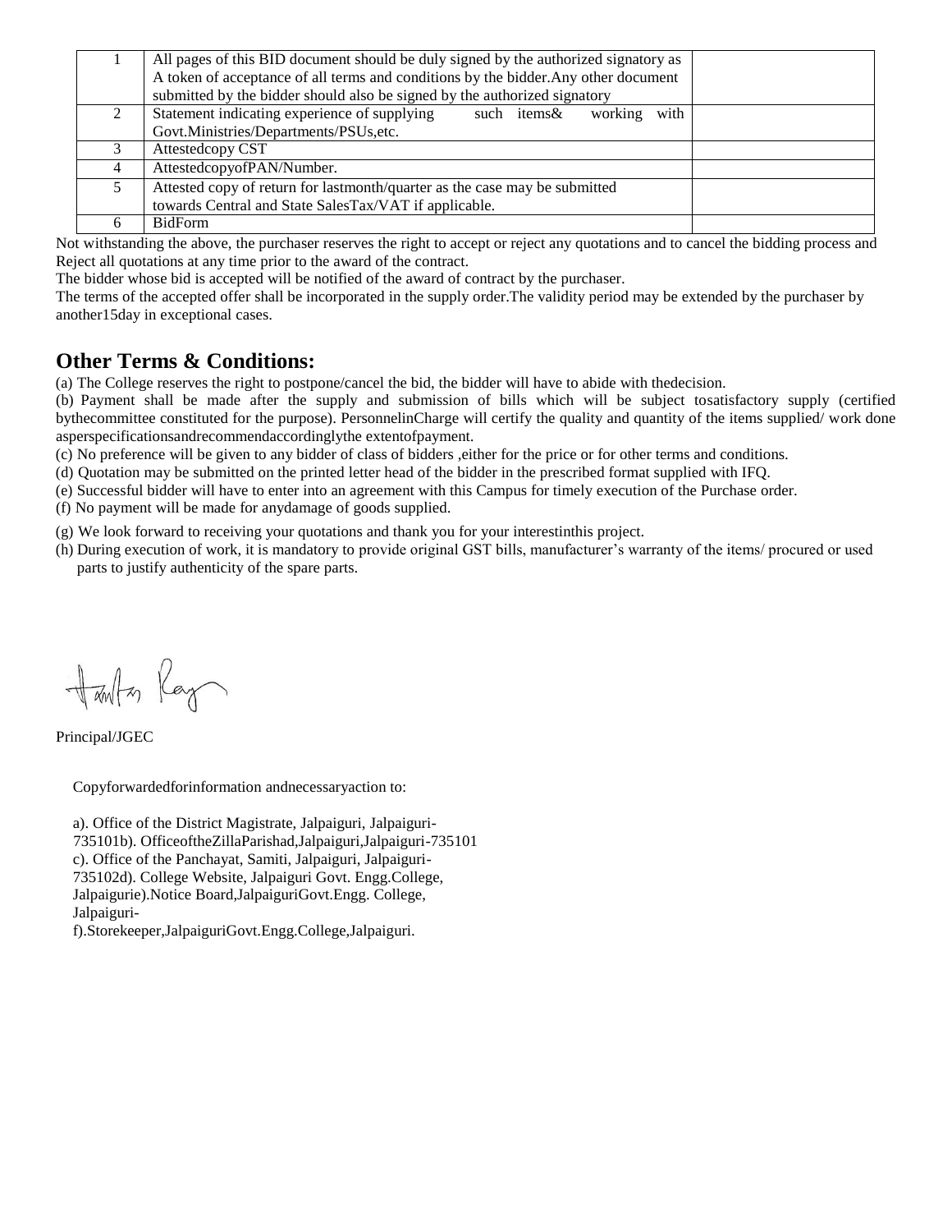| | | |
|---|---|---|
| 1 | All pages of this BID document should be duly signed by the authorized signatory as A token of acceptance of all terms and conditions by the bidder.Any other document submitted by the bidder should also be signed by the authorized signatory | |
| 2 | Statement indicating experience of supplying such items& working with Govt.Ministries/Departments/PSUs,etc. | |
| 3 | Attestedcopy CST | |
| 4 | AttestedcopyofPAN/Number. | |
| 5 | Attested copy of return for lastmonth/quarter as the case may be submitted towards Central and State SalesTax/VAT if applicable. | |
| 6 | BidForm | |

Not withstanding the above, the purchaser reserves the right to accept or reject any quotations and to cancel the bidding process and Reject all quotations at any time prior to the award of the contract.

The bidder whose bid is accepted will be notified of the award of contract by the purchaser.

The terms of the accepted offer shall be incorporated in the supply order.The validity period may be extended by the purchaser by another15day in exceptional cases.

## Other Terms & Conditions:

(a) The College reserves the right to postpone/cancel the bid, the bidder will have to abide with thedecision.

(b) Payment shall be made after the supply and submission of bills which will be subject tosatisfactory supply (certified bythecommittee constituted for the purpose). PersonnelinCharge will certify the quality and quantity of the items supplied/ work done asperspecificationsandrecommendaccordinglythe extentofpayment.

(c) No preference will be given to any bidder of class of bidders ,either for the price or for other terms and conditions.

(d) Quotation may be submitted on the printed letter head of the bidder in the prescribed format supplied with IFQ.

(e) Successful bidder will have to enter into an agreement with this Campus for timely execution of the Purchase order.

(f) No payment will be made for anydamage of goods supplied.

(g) We look forward to receiving your quotations and thank you for your interestinthis project.

(h) During execution of work, it is mandatory to provide original GST bills, manufacturer's warranty of the items/ procured or used parts to justify authenticity of the spare parts.

Principal/JGEC

Copyforwardedforinformation andnecessaryaction to:

a). Office of the District Magistrate, Jalpaiguri, Jalpaiguri-735101b). OfficeoftheZillaParishad,Jalpaiguri,Jalpaiguri-735101
c). Office of the Panchayat, Samiti, Jalpaiguri, Jalpaiguri-735102d). College Website, Jalpaiguri Govt. Engg.College, Jalpaigurie).Notice Board,JalpaiguriGovt.Engg. College, Jalpaiguri-
f).Storekeeper,JalpaiguriGovt.Engg.College,Jalpaiguri.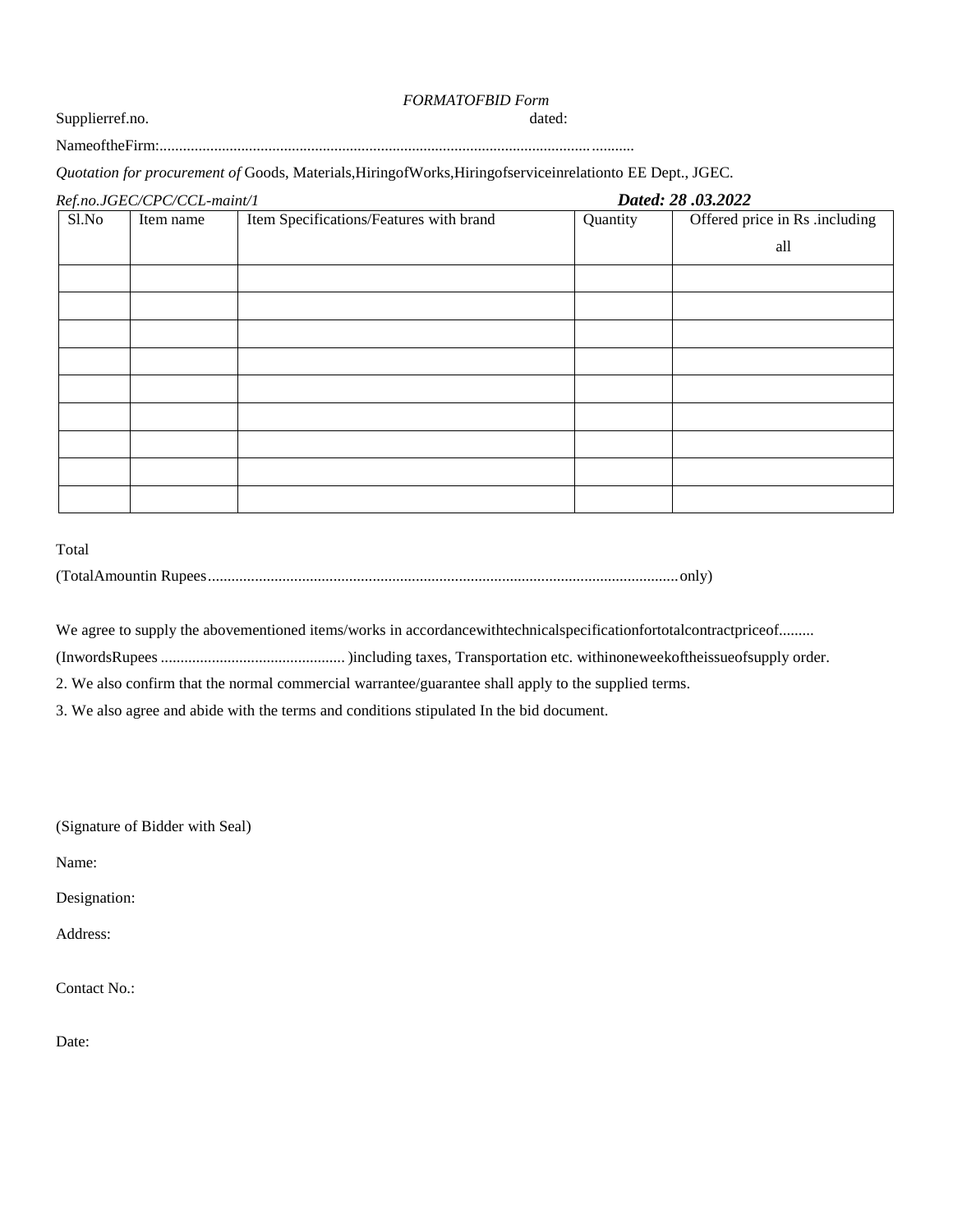*FORMATOFBID Form*

Supplierref.no. dated:

NameoftheFirm:.........................................................................................................................

*Quotation for procurement of* Goods, Materials,HiringofWorks,Hiringofserviceinrelationto EE Dept., JGEC.

*Ref.no.JGEC/CPC/CCL-maint/1* ***Dated: 28 .03.2022***

| Sl.No | Item name | Item Specifications/Features with brand | Quantity | Offered price in Rs .including all |
|---|---|---|---|---|
| | | | | |
| | | | | |
| | | | | |
| | | | | |
| | | | | |
| | | | | |
| | | | | |
| | | | | |
| | | | | |

Total

(TotalAmountin Rupees.......................................................................................................................only)

We agree to supply the abovementioned items/works in accordancewithtechnicalspecificationfortotalcontractpriceof.........

(InwordsRupees ............................................... )including taxes, Transportation etc. withinoneweekoftheissueofsupply order.

2. We also confirm that the normal commercial warrantee/guarantee shall apply to the supplied terms.

3. We also agree and abide with the terms and conditions stipulated In the bid document.

(Signature of Bidder with Seal)

Name:

Designation:

Address:

Contact No.:

Date: